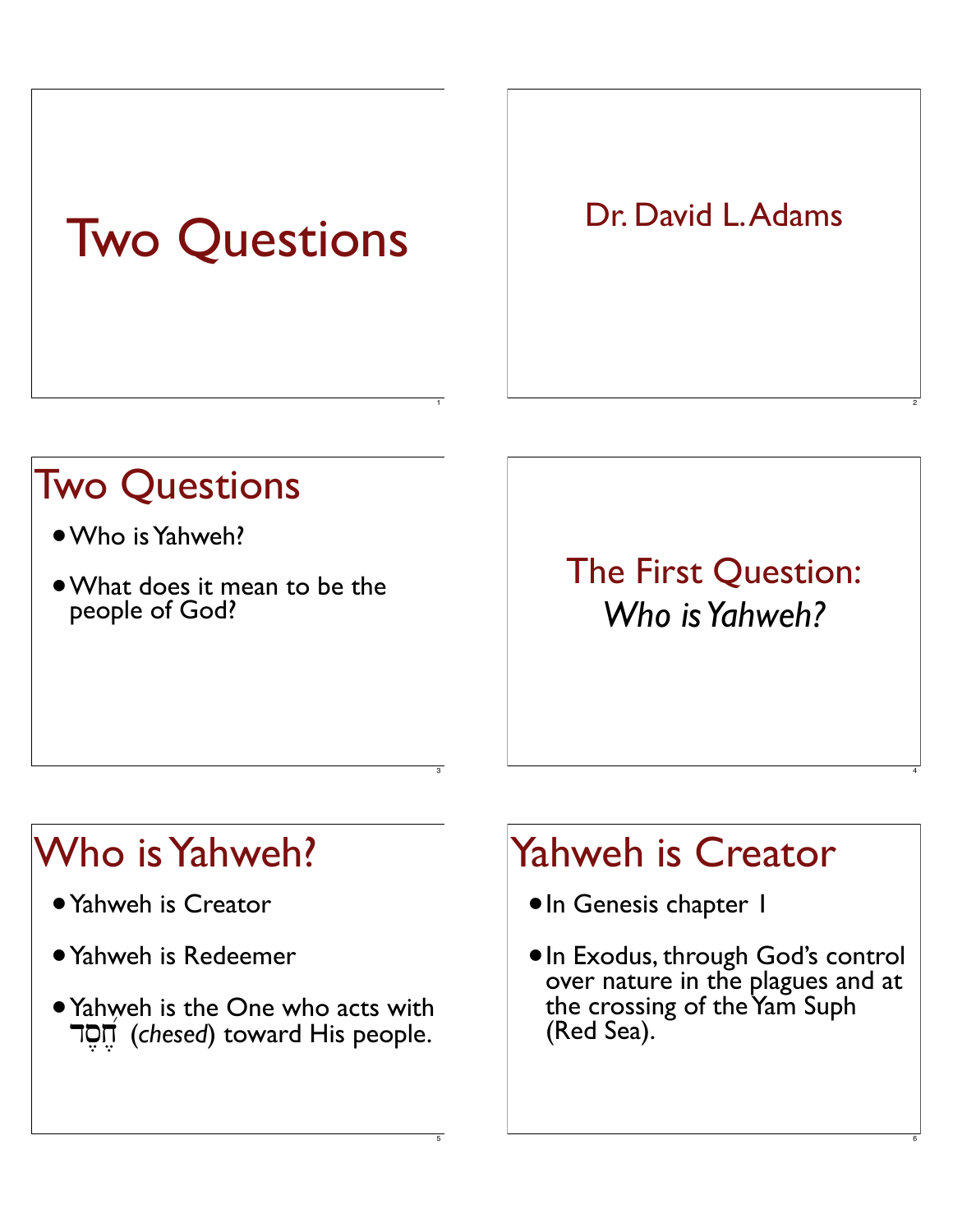# Two Questions

Dr. David L. Adams

## Two Questions

- Who is Yahweh?
- What does it mean to be the people of God?

## The First Question: *Who is Yahweh?*

## Who is Yahweh?

- Yahweh is Creator
- Yahweh is Redeemer
- Yahweh is the One who acts with חֶסֶד (*chesed*) toward His people.

## Yahweh is Creator

- In Genesis chapter 1
- In Exodus, through God's control over nature in the plagues and at the crossing of the Yam Suph (Red Sea).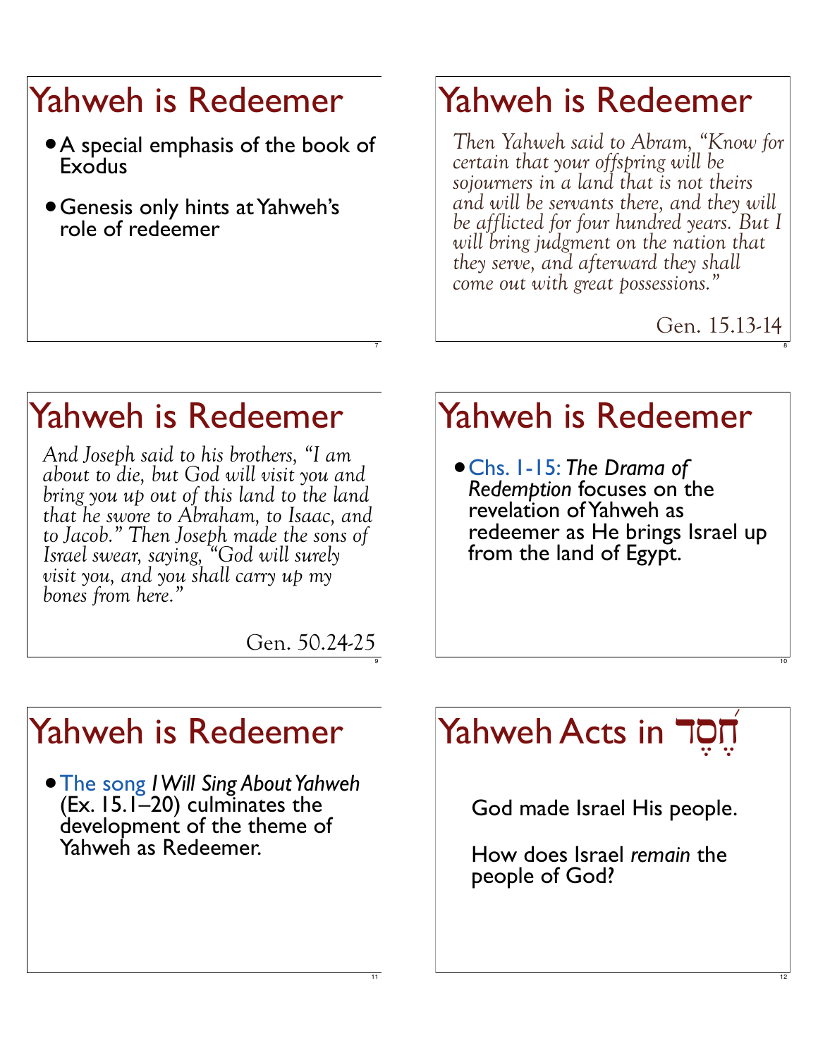## Yahweh is Redeemer

- A special emphasis of the book of Exodus
- Genesis only hints at Yahweh's role of redeemer

## Yahweh is Redeemer

*Then Yahweh said to Abram, "Know for certain that your offspring will be sojourners in a land that is not theirs and will be servants there, and they will be afflicted for four hundred years. But I will bring judgment on the nation that they serve, and afterward they shall come out with great possessions."*

Gen. 15.13-14

## Yahweh is Redeemer

*And Joseph said to his brothers, "I am about to die, but God will visit you and bring you up out of this land to the land that he swore to Abraham, to Isaac, and to Jacob." Then Joseph made the sons of Israel swear, saying, "God will surely visit you, and you shall carry up my bones from here."*

Gen. 50.24-25

## Yahweh is Redeemer

- Chs. 1-15: *The Drama of Redemption* focuses on the revelation of Yahweh as redeemer as He brings Israel up from the land of Egypt.

## Yahweh is Redeemer

- The song *I Will Sing About Yahweh* (Ex. 15.1–20) culminates the development of the theme of Yahweh as Redeemer.

## Yahweh Acts in חֶ֫סֶד

God made Israel His people.

How does Israel *remain* the people of God?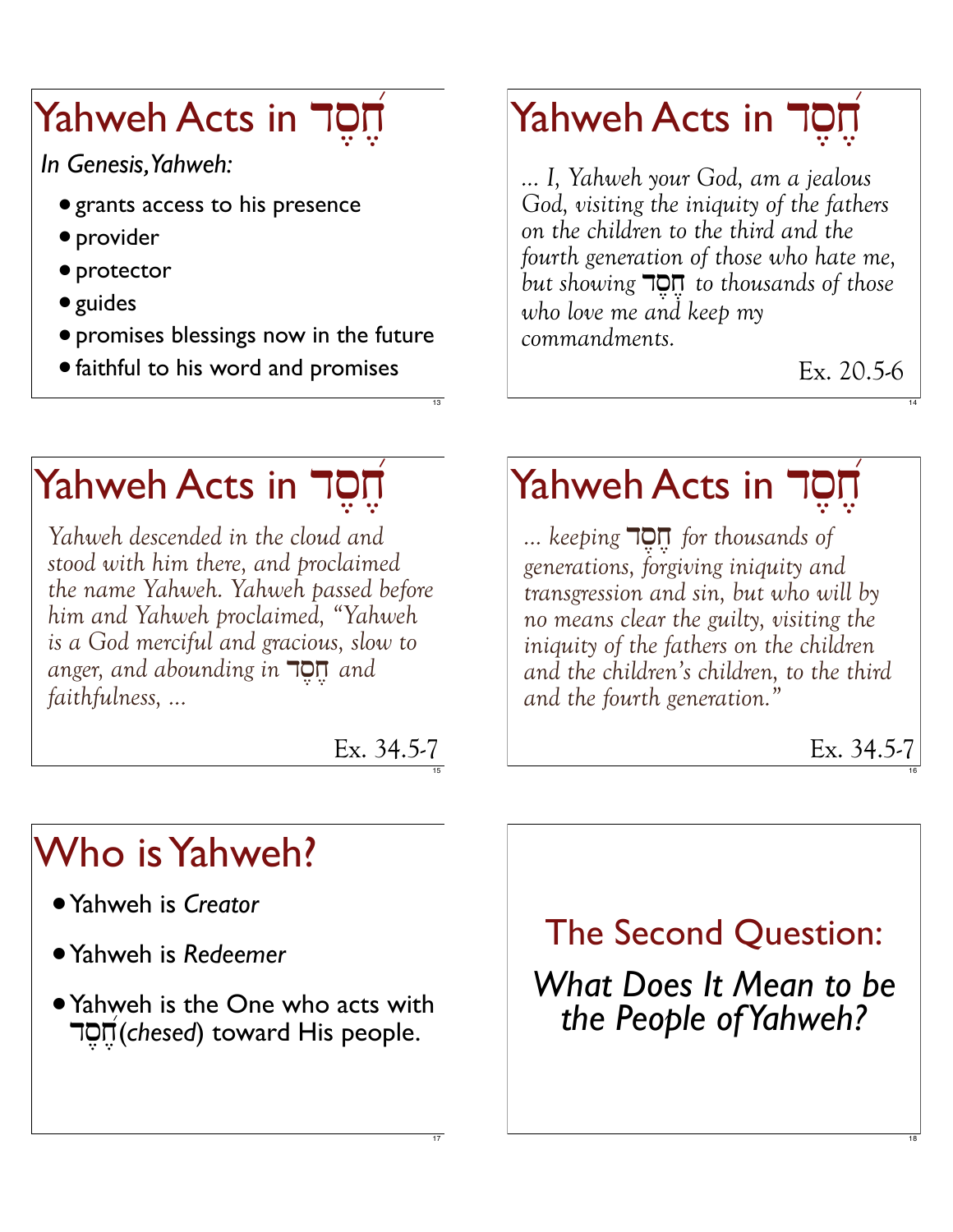# Yahweh Acts in חֶסֶד

*In Genesis, Yahweh:*

- grants access to his presence
- provider
- protector
- guides
- promises blessings now in the future
- faithful to his word and promises

# Yahweh Acts in חֶסֶד

*… I, Yahweh your God, am a jealous God, visiting the iniquity of the fathers on the children to the third and the fourth generation of those who hate me, but showing* חֶסֶד *to thousands of those who love me and keep my commandments.*

Ex. 20.5-6

# Yahweh Acts in חֶסֶד

*Yahweh descended in the cloud and stood with him there, and proclaimed the name Yahweh. Yahweh passed before him and Yahweh proclaimed, "Yahweh is a God merciful and gracious, slow to anger, and abounding in* חֶסֶד *and faithfulness, …*

Ex. 34.5-7

# Yahweh Acts in חֶסֶד

*… keeping* חֶסֶד *for thousands of generations, forgiving iniquity and transgression and sin, but who will by no means clear the guilty, visiting the iniquity of the fathers on the children and the children's children, to the third and the fourth generation."*

Ex. 34.5-7

# Who is Yahweh?

- Yahweh is *Creator*
- Yahweh is *Redeemer*
- Yahweh is the One who acts with חֶסֶד (*chesed*) toward His people.

## The Second Question:

## *What Does It Mean to be the People of Yahweh?*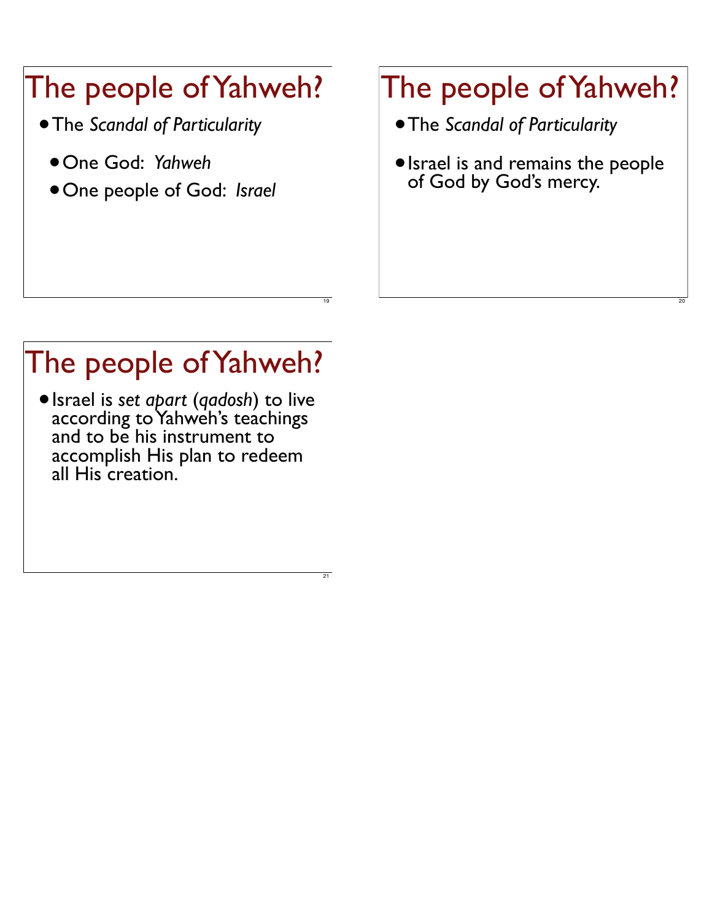## The people of Yahweh?

- The *Scandal of Particularity*
  - One God: *Yahweh*
  - One people of God: *Israel*

## The people of Yahweh?

- The *Scandal of Particularity*
- Israel is and remains the people of God by God's mercy.

## The people of Yahweh?

- Israel is *set apart* (*qadosh*) to live according to Yahweh's teachings and to be his instrument to accomplish His plan to redeem all His creation.